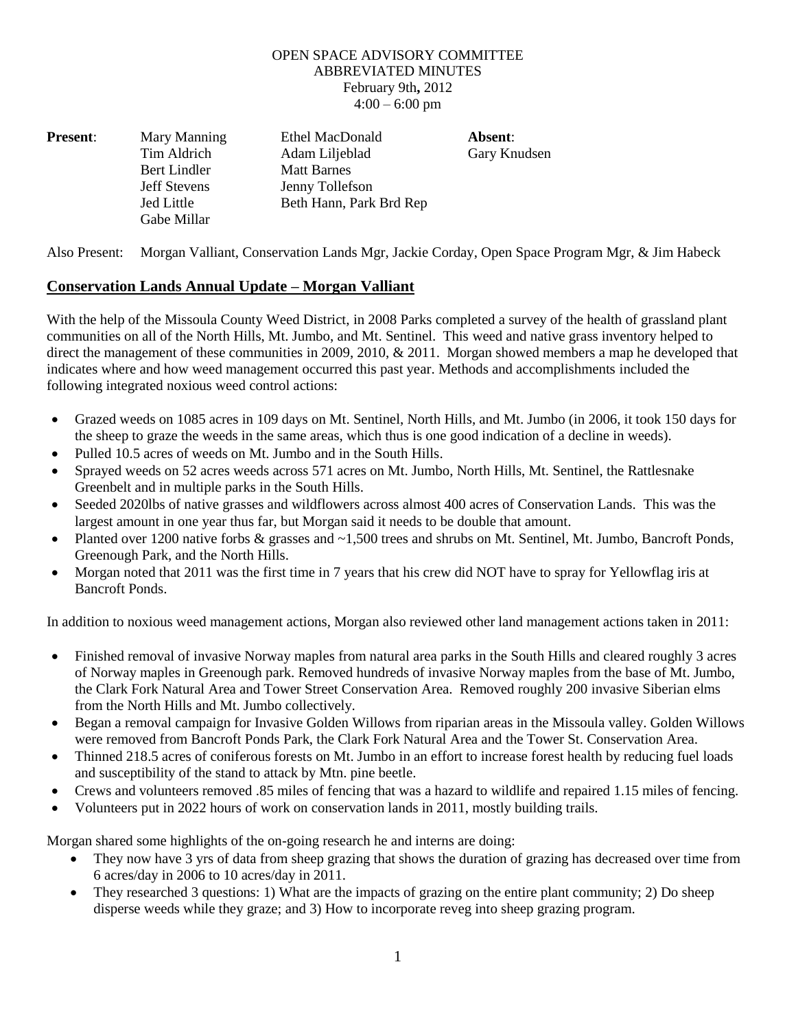OPEN SPACE ADVISORY COMMITTEE
ABBREVIATED MINUTES
February 9th, 2012
4:00 – 6:00 pm

| **Present**: | | | **Absent**: |
|---|---|---|---|
| | Mary Manning | Ethel MacDonald | Gary Knudsen |
| | Tim Aldrich | Adam Liljeblad | |
| | Bert Lindler | Matt Barnes | |
| | Jeff Stevens | Jenny Tollefson | |
| | Jed Little | Beth Hann, Park Brd Rep | |
| | Gabe Millar | | |

Also Present: Morgan Valliant, Conservation Lands Mgr, Jackie Corday, Open Space Program Mgr, & Jim Habeck

## Conservation Lands Annual Update – Morgan Valliant

With the help of the Missoula County Weed District, in 2008 Parks completed a survey of the health of grassland plant communities on all of the North Hills, Mt. Jumbo, and Mt. Sentinel. This weed and native grass inventory helped to direct the management of these communities in 2009, 2010, & 2011. Morgan showed members a map he developed that indicates where and how weed management occurred this past year. Methods and accomplishments included the following integrated noxious weed control actions:

- Grazed weeds on 1085 acres in 109 days on Mt. Sentinel, North Hills, and Mt. Jumbo (in 2006, it took 150 days for the sheep to graze the weeds in the same areas, which thus is one good indication of a decline in weeds).
- Pulled 10.5 acres of weeds on Mt. Jumbo and in the South Hills.
- Sprayed weeds on 52 acres weeds across 571 acres on Mt. Jumbo, North Hills, Mt. Sentinel, the Rattlesnake Greenbelt and in multiple parks in the South Hills.
- Seeded 2020lbs of native grasses and wildflowers across almost 400 acres of Conservation Lands. This was the largest amount in one year thus far, but Morgan said it needs to be double that amount.
- Planted over 1200 native forbs & grasses and ~1,500 trees and shrubs on Mt. Sentinel, Mt. Jumbo, Bancroft Ponds, Greenough Park, and the North Hills.
- Morgan noted that 2011 was the first time in 7 years that his crew did NOT have to spray for Yellowflag iris at Bancroft Ponds.

In addition to noxious weed management actions, Morgan also reviewed other land management actions taken in 2011:

- Finished removal of invasive Norway maples from natural area parks in the South Hills and cleared roughly 3 acres of Norway maples in Greenough park. Removed hundreds of invasive Norway maples from the base of Mt. Jumbo, the Clark Fork Natural Area and Tower Street Conservation Area. Removed roughly 200 invasive Siberian elms from the North Hills and Mt. Jumbo collectively.
- Began a removal campaign for Invasive Golden Willows from riparian areas in the Missoula valley. Golden Willows were removed from Bancroft Ponds Park, the Clark Fork Natural Area and the Tower St. Conservation Area.
- Thinned 218.5 acres of coniferous forests on Mt. Jumbo in an effort to increase forest health by reducing fuel loads and susceptibility of the stand to attack by Mtn. pine beetle.
- Crews and volunteers removed .85 miles of fencing that was a hazard to wildlife and repaired 1.15 miles of fencing.
- Volunteers put in 2022 hours of work on conservation lands in 2011, mostly building trails.

Morgan shared some highlights of the on-going research he and interns are doing:

- They now have 3 yrs of data from sheep grazing that shows the duration of grazing has decreased over time from 6 acres/day in 2006 to 10 acres/day in 2011.
- They researched 3 questions: 1) What are the impacts of grazing on the entire plant community; 2) Do sheep disperse weeds while they graze; and 3) How to incorporate reveg into sheep grazing program.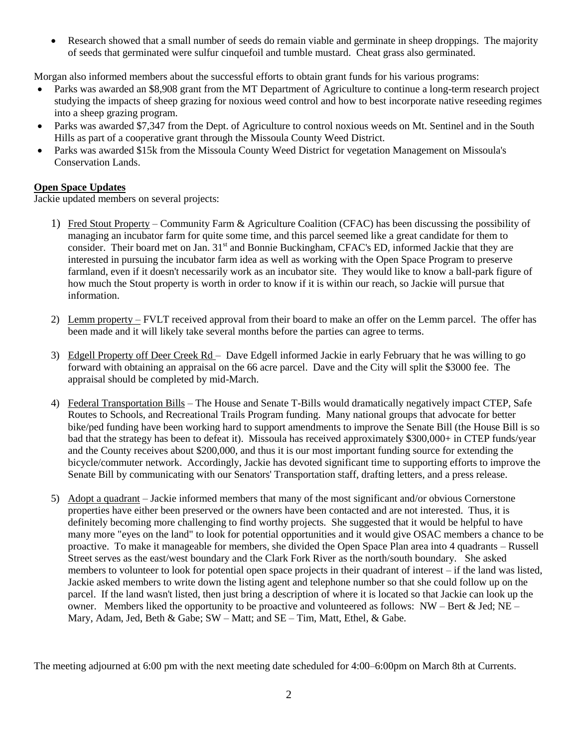- Research showed that a small number of seeds do remain viable and germinate in sheep droppings. The majority of seeds that germinated were sulfur cinquefoil and tumble mustard. Cheat grass also germinated.

Morgan also informed members about the successful efforts to obtain grant funds for his various programs:

- Parks was awarded an $8,908 grant from the MT Department of Agriculture to continue a long-term research project studying the impacts of sheep grazing for noxious weed control and how to best incorporate native reseeding regimes into a sheep grazing program.
- Parks was awarded $7,347 from the Dept. of Agriculture to control noxious weeds on Mt. Sentinel and in the South Hills as part of a cooperative grant through the Missoula County Weed District.
- Parks was awarded $15k from the Missoula County Weed District for vegetation Management on Missoula's Conservation Lands.

**Open Space Updates**

Jackie updated members on several projects:

1) Fred Stout Property – Community Farm & Agriculture Coalition (CFAC) has been discussing the possibility of managing an incubator farm for quite some time, and this parcel seemed like a great candidate for them to consider. Their board met on Jan. 31st and Bonnie Buckingham, CFAC's ED, informed Jackie that they are interested in pursuing the incubator farm idea as well as working with the Open Space Program to preserve farmland, even if it doesn't necessarily work as an incubator site. They would like to know a ball-park figure of how much the Stout property is worth in order to know if it is within our reach, so Jackie will pursue that information.

2) Lemm property – FVLT received approval from their board to make an offer on the Lemm parcel. The offer has been made and it will likely take several months before the parties can agree to terms.

3) Edgell Property off Deer Creek Rd – Dave Edgell informed Jackie in early February that he was willing to go forward with obtaining an appraisal on the 66 acre parcel. Dave and the City will split the $3000 fee. The appraisal should be completed by mid-March.

4) Federal Transportation Bills – The House and Senate T-Bills would dramatically negatively impact CTEP, Safe Routes to Schools, and Recreational Trails Program funding. Many national groups that advocate for better bike/ped funding have been working hard to support amendments to improve the Senate Bill (the House Bill is so bad that the strategy has been to defeat it). Missoula has received approximately $300,000+ in CTEP funds/year and the County receives about $200,000, and thus it is our most important funding source for extending the bicycle/commuter network. Accordingly, Jackie has devoted significant time to supporting efforts to improve the Senate Bill by communicating with our Senators' Transportation staff, drafting letters, and a press release.

5) Adopt a quadrant – Jackie informed members that many of the most significant and/or obvious Cornerstone properties have either been preserved or the owners have been contacted and are not interested. Thus, it is definitely becoming more challenging to find worthy projects. She suggested that it would be helpful to have many more "eyes on the land" to look for potential opportunities and it would give OSAC members a chance to be proactive. To make it manageable for members, she divided the Open Space Plan area into 4 quadrants – Russell Street serves as the east/west boundary and the Clark Fork River as the north/south boundary. She asked members to volunteer to look for potential open space projects in their quadrant of interest – if the land was listed, Jackie asked members to write down the listing agent and telephone number so that she could follow up on the parcel. If the land wasn't listed, then just bring a description of where it is located so that Jackie can look up the owner. Members liked the opportunity to be proactive and volunteered as follows: NW – Bert & Jed; NE – Mary, Adam, Jed, Beth & Gabe; SW – Matt; and SE – Tim, Matt, Ethel, & Gabe.

The meeting adjourned at 6:00 pm with the next meeting date scheduled for 4:00–6:00pm on March 8th at Currents.